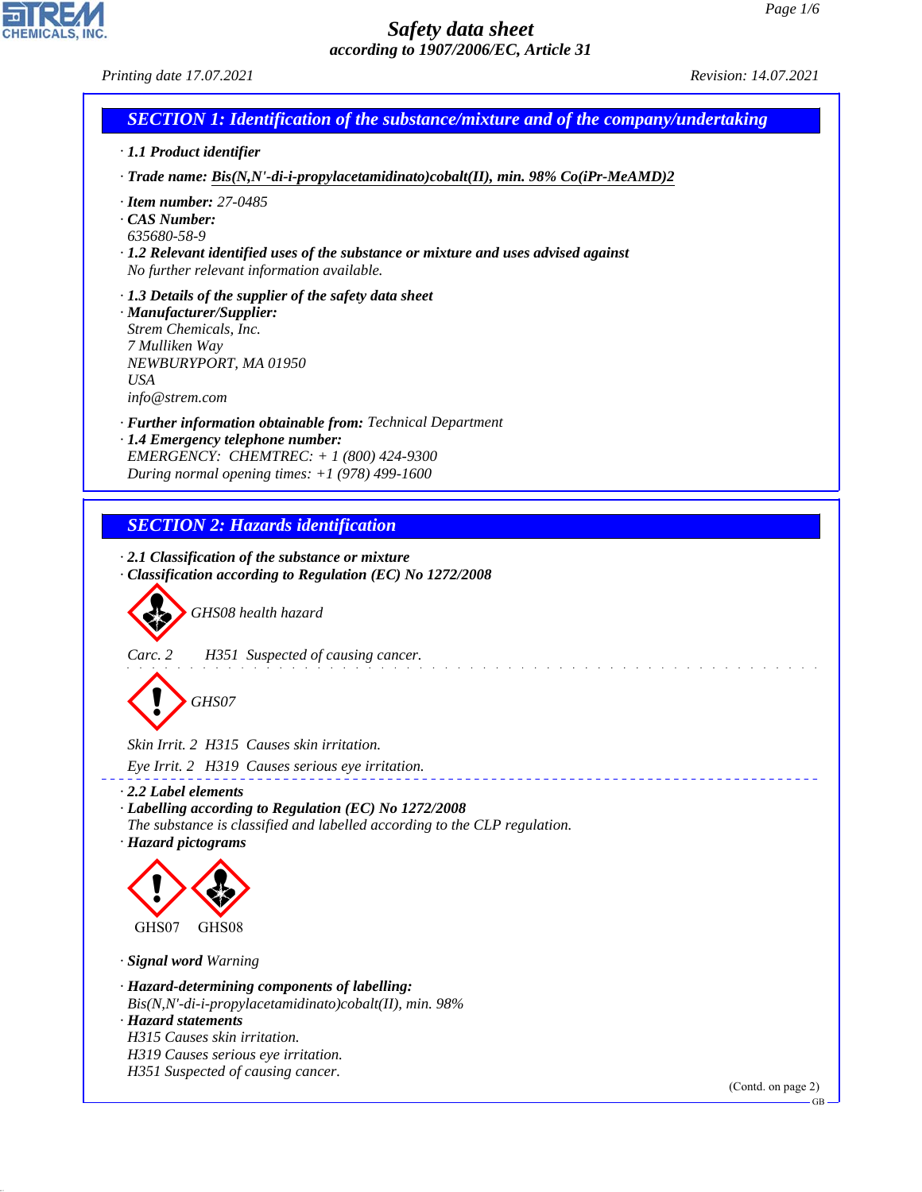# Safety data sheet

*according to 1907/2006/EC, Article 31*

*Printing date 17.07.2021* *Revision: 14.07.2021*

## SECTION 1: Identification of the substance/mixture and of the company/undertaking

· **1.1 Product identifier**

· **Trade name: Bis(N,N'-di-i-propylacetamidinato)cobalt(II), min. 98% Co(iPr-MeAMD)2**

· **Item number:** 27-0485

· **CAS Number:**
635680-58-9

· **1.2 Relevant identified uses of the substance or mixture and uses advised against**
No further relevant information available.

· **1.3 Details of the supplier of the safety data sheet**

· **Manufacturer/Supplier:**
Strem Chemicals, Inc.
7 Mulliken Way
NEWBURYPORT, MA 01950
USA
info@strem.com

· **Further information obtainable from:** Technical Department

· **1.4 Emergency telephone number:**
EMERGENCY: CHEMTREC: + 1 (800) 424-9300
During normal opening times: +1 (978) 499-1600

## SECTION 2: Hazards identification

· **2.1 Classification of the substance or mixture**

· **Classification according to Regulation (EC) No 1272/2008**

GHS08 health hazard

Carc. 2 H351 Suspected of causing cancer.

GHS07

Skin Irrit. 2 H315 Causes skin irritation.

Eye Irrit. 2 H319 Causes serious eye irritation.

· **2.2 Label elements**

· **Labelling according to Regulation (EC) No 1272/2008**
The substance is classified and labelled according to the CLP regulation.

· **Hazard pictograms**

GHS07 GHS08

· **Signal word** Warning

· **Hazard-determining components of labelling:**
Bis(N,N'-di-i-propylacetamidinato)cobalt(II), min. 98%

· **Hazard statements**
H315 Causes skin irritation.
H319 Causes serious eye irritation.
H351 Suspected of causing cancer.

(Contd. on page 2)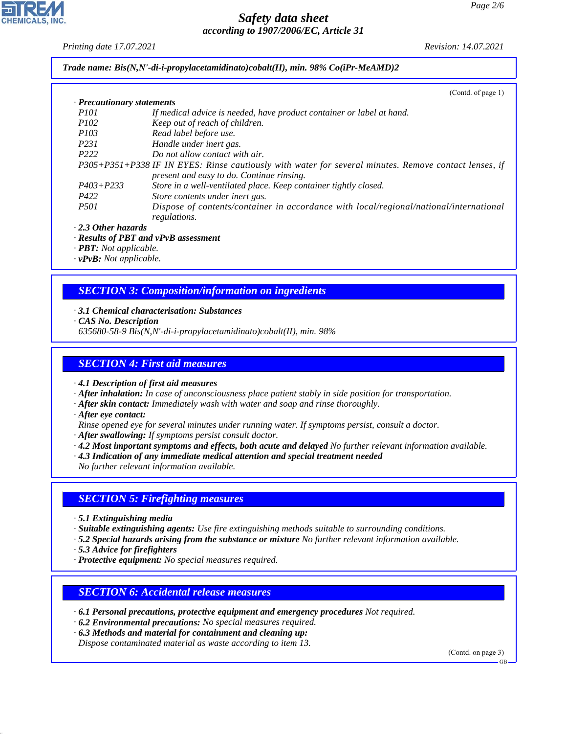**Trade name: Bis(N,N'-di-i-propylacetamidinato)cobalt(II), min. 98% Co(iPr-MeAMD)2**

(Contd. of page 1)

· **Precautionary statements**

| | |
|---|---|
| P101 | If medical advice is needed, have product container or label at hand. |
| P102 | Keep out of reach of children. |
| P103 | Read label before use. |
| P231 | Handle under inert gas. |
| P222 | Do not allow contact with air. |
| P305+P351+P338 | IF IN EYES: Rinse cautiously with water for several minutes. Remove contact lenses, if present and easy to do. Continue rinsing. |
| P403+P233 | Store in a well-ventilated place. Keep container tightly closed. |
| P422 | Store contents under inert gas. |
| P501 | Dispose of contents/container in accordance with local/regional/national/international regulations. |

· **2.3 Other hazards**
· **Results of PBT and vPvB assessment**
· **PBT:** Not applicable.
· **vPvB:** Not applicable.

## SECTION 3: Composition/information on ingredients

· **3.1 Chemical characterisation: Substances**
· **CAS No. Description**
635680-58-9 Bis(N,N'-di-i-propylacetamidinato)cobalt(II), min. 98%

## SECTION 4: First aid measures

· **4.1 Description of first aid measures**
· **After inhalation:** In case of unconsciousness place patient stably in side position for transportation.
· **After skin contact:** Immediately wash with water and soap and rinse thoroughly.
· **After eye contact:**
Rinse opened eye for several minutes under running water. If symptoms persist, consult a doctor.
· **After swallowing:** If symptoms persist consult doctor.
· **4.2 Most important symptoms and effects, both acute and delayed** No further relevant information available.
· **4.3 Indication of any immediate medical attention and special treatment needed**
No further relevant information available.

## SECTION 5: Firefighting measures

· **5.1 Extinguishing media**
· **Suitable extinguishing agents:** Use fire extinguishing methods suitable to surrounding conditions.
· **5.2 Special hazards arising from the substance or mixture** No further relevant information available.
· **5.3 Advice for firefighters**
· **Protective equipment:** No special measures required.

## SECTION 6: Accidental release measures

· **6.1 Personal precautions, protective equipment and emergency procedures** Not required.
· **6.2 Environmental precautions:** No special measures required.
· **6.3 Methods and material for containment and cleaning up:**
Dispose contaminated material as waste according to item 13.

(Contd. on page 3)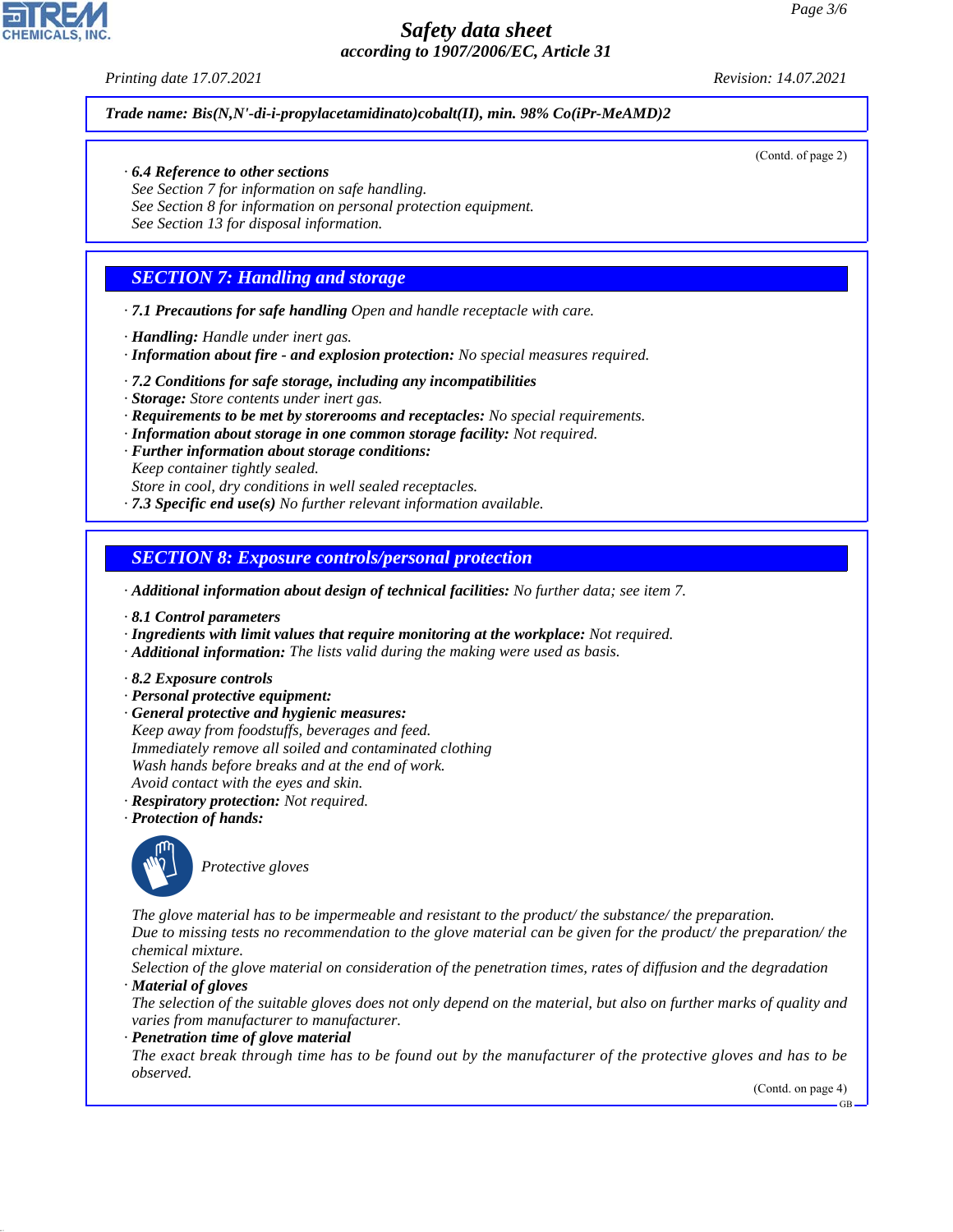Trade name: Bis(N,N'-di-i-propylacetamidinato)cobalt(II), min. 98% Co(iPr-MeAMD)2

(Contd. of page 2)

· **6.4 Reference to other sections**
See Section 7 for information on safe handling.
See Section 8 for information on personal protection equipment.
See Section 13 for disposal information.

## SECTION 7: Handling and storage

· **7.1 Precautions for safe handling** Open and handle receptacle with care.

· **Handling:** Handle under inert gas.
· **Information about fire - and explosion protection:** No special measures required.

· **7.2 Conditions for safe storage, including any incompatibilities**
· **Storage:** Store contents under inert gas.
· **Requirements to be met by storerooms and receptacles:** No special requirements.
· **Information about storage in one common storage facility:** Not required.
· **Further information about storage conditions:**
Keep container tightly sealed.
Store in cool, dry conditions in well sealed receptacles.
· **7.3 Specific end use(s)** No further relevant information available.

## SECTION 8: Exposure controls/personal protection

· **Additional information about design of technical facilities:** No further data; see item 7.

· **8.1 Control parameters**
· **Ingredients with limit values that require monitoring at the workplace:** Not required.
· **Additional information:** The lists valid during the making were used as basis.

· **8.2 Exposure controls**
· **Personal protective equipment:**
· **General protective and hygienic measures:**
Keep away from foodstuffs, beverages and feed.
Immediately remove all soiled and contaminated clothing
Wash hands before breaks and at the end of work.
Avoid contact with the eyes and skin.
· **Respiratory protection:** Not required.
· **Protection of hands:**

Protective gloves

The glove material has to be impermeable and resistant to the product/ the substance/ the preparation.
Due to missing tests no recommendation to the glove material can be given for the product/ the preparation/ the chemical mixture.
Selection of the glove material on consideration of the penetration times, rates of diffusion and the degradation
· **Material of gloves**
The selection of the suitable gloves does not only depend on the material, but also on further marks of quality and varies from manufacturer to manufacturer.
· **Penetration time of glove material**
The exact break through time has to be found out by the manufacturer of the protective gloves and has to be observed.

(Contd. on page 4)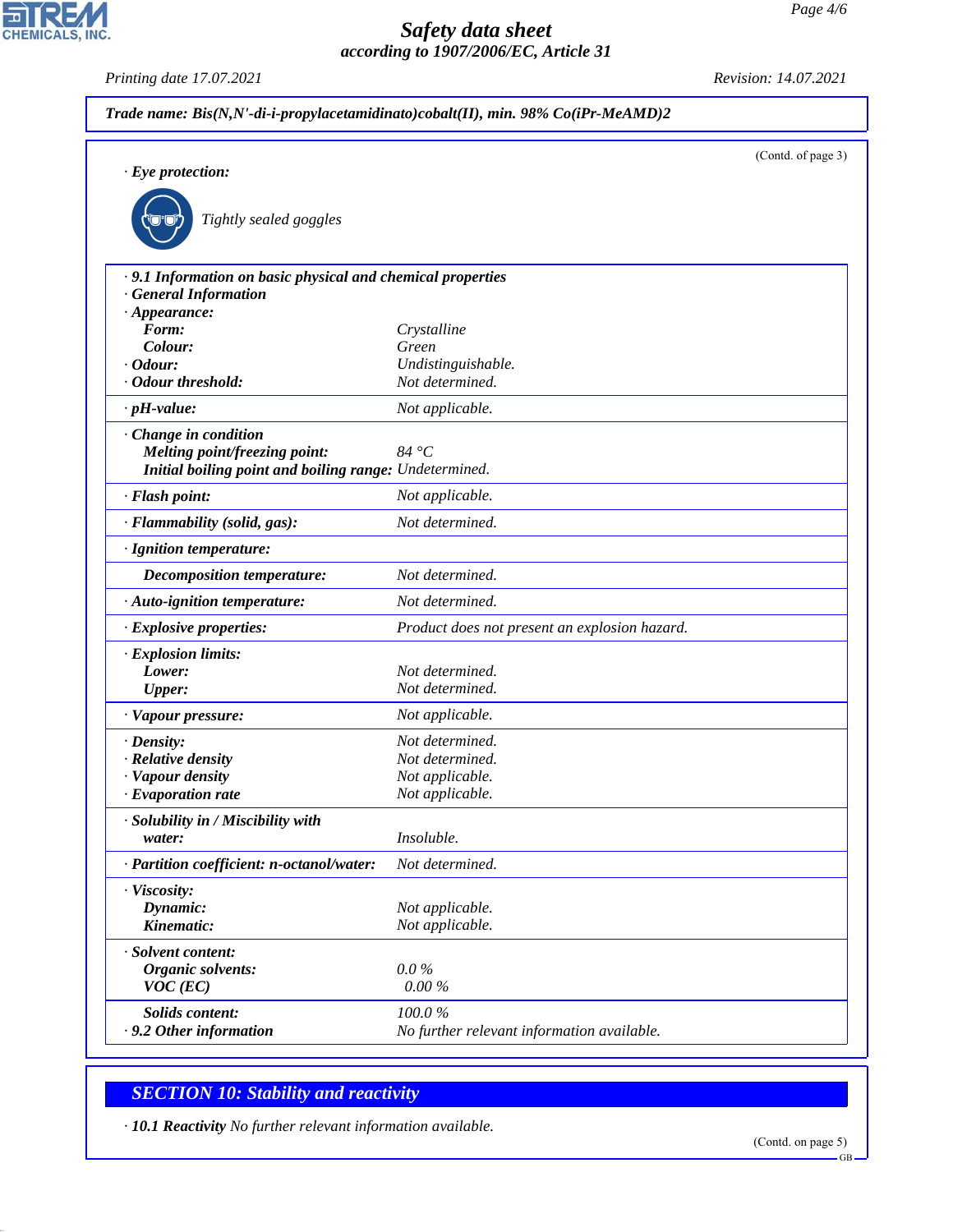Trade name: Bis(N,N'-di-i-propylacetamidinato)cobalt(II), min. 98% Co(iPr-MeAMD)2

(Contd. of page 3)

· **Eye protection:**

Tightly sealed goggles

· **9.1 Information on basic physical and chemical properties**

· **General Information**

| Property | Value |
|---|---|
| · **Appearance:** | |
| **Form:** | Crystalline |
| **Colour:** | Green |
| · **Odour:** | Undistinguishable. |
| · **Odour threshold:** | Not determined. |
| · **pH-value:** | Not applicable. |
| · **Change in condition** | |
| **Melting point/freezing point:** | 84 °C |
| **Initial boiling point and boiling range:** | Undetermined. |
| · **Flash point:** | Not applicable. |
| · **Flammability (solid, gas):** | Not determined. |
| · **Ignition temperature:** | |
| **Decomposition temperature:** | Not determined. |
| · **Auto-ignition temperature:** | Not determined. |
| · **Explosive properties:** | Product does not present an explosion hazard. |
| · **Explosion limits:** | |
| **Lower:** | Not determined. |
| **Upper:** | Not determined. |
| · **Vapour pressure:** | Not applicable. |
| · **Density:** | Not determined. |
| · **Relative density** | Not determined. |
| · **Vapour density** | Not applicable. |
| · **Evaporation rate** | Not applicable. |
| · **Solubility in / Miscibility with** | |
| **water:** | Insoluble. |
| · **Partition coefficient: n-octanol/water:** | Not determined. |
| · **Viscosity:** | |
| **Dynamic:** | Not applicable. |
| **Kinematic:** | Not applicable. |
| · **Solvent content:** | |
| **Organic solvents:** | 0.0 % |
| **VOC (EC)** | 0.00 % |
| **Solids content:** | 100.0 % |
| · **9.2 Other information** | No further relevant information available. |

## SECTION 10: Stability and reactivity

· **10.1 Reactivity** No further relevant information available.

(Contd. on page 5)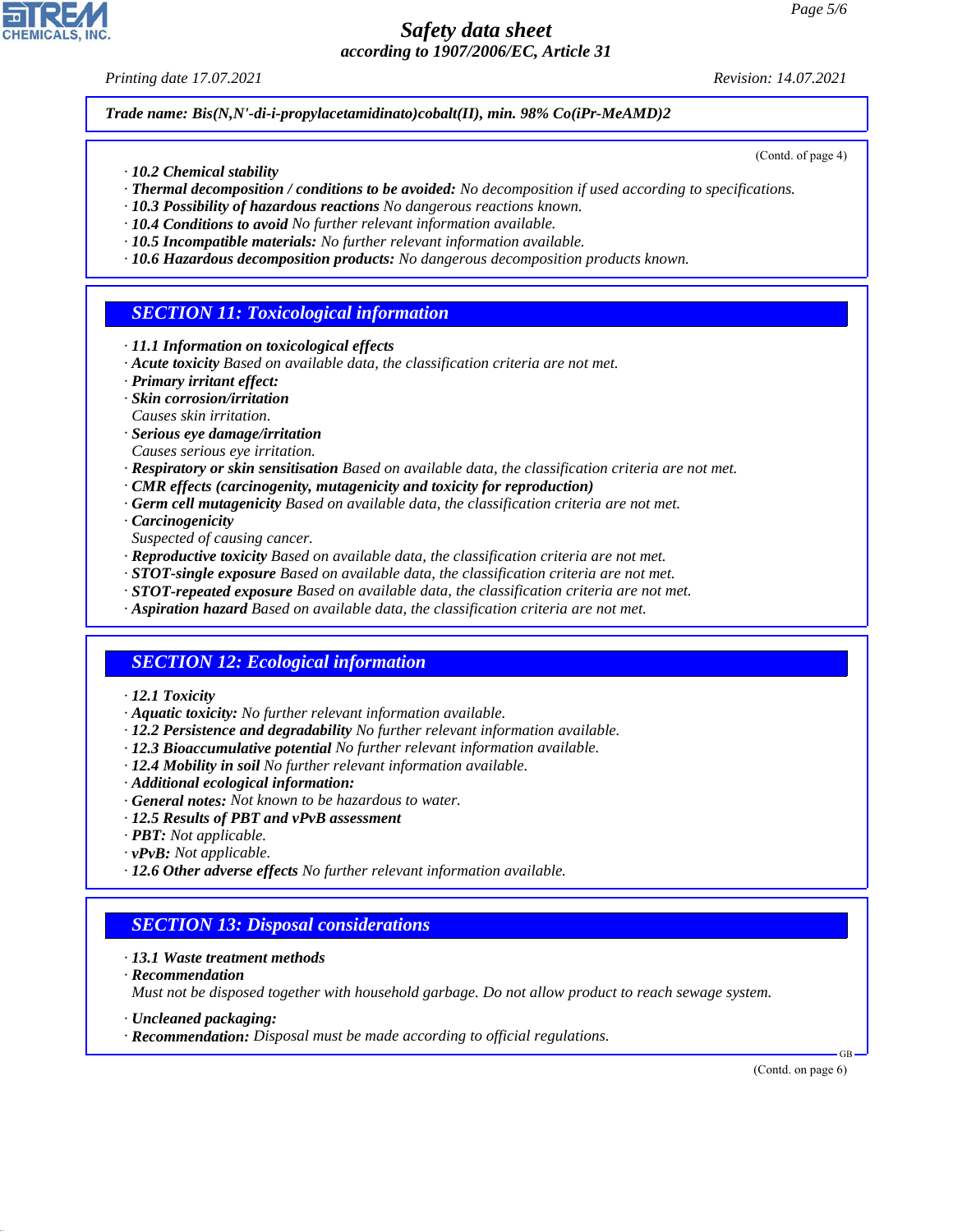**Trade name: Bis(N,N'-di-i-propylacetamidinato)cobalt(II), min. 98% Co(iPr-MeAMD)2**

(Contd. of page 4)

· **10.2 Chemical stability**
· **Thermal decomposition / conditions to be avoided:** No decomposition if used according to specifications.
· **10.3 Possibility of hazardous reactions** No dangerous reactions known.
· **10.4 Conditions to avoid** No further relevant information available.
· **10.5 Incompatible materials:** No further relevant information available.
· **10.6 Hazardous decomposition products:** No dangerous decomposition products known.

## SECTION 11: Toxicological information

· **11.1 Information on toxicological effects**
· **Acute toxicity** Based on available data, the classification criteria are not met.
· **Primary irritant effect:**
· **Skin corrosion/irritation**
Causes skin irritation.
· **Serious eye damage/irritation**
Causes serious eye irritation.
· **Respiratory or skin sensitisation** Based on available data, the classification criteria are not met.
· **CMR effects (carcinogenity, mutagenicity and toxicity for reproduction)**
· **Germ cell mutagenicity** Based on available data, the classification criteria are not met.
· **Carcinogenicity**
Suspected of causing cancer.
· **Reproductive toxicity** Based on available data, the classification criteria are not met.
· **STOT-single exposure** Based on available data, the classification criteria are not met.
· **STOT-repeated exposure** Based on available data, the classification criteria are not met.
· **Aspiration hazard** Based on available data, the classification criteria are not met.

## SECTION 12: Ecological information

· **12.1 Toxicity**
· **Aquatic toxicity:** No further relevant information available.
· **12.2 Persistence and degradability** No further relevant information available.
· **12.3 Bioaccumulative potential** No further relevant information available.
· **12.4 Mobility in soil** No further relevant information available.
· **Additional ecological information:**
· **General notes:** Not known to be hazardous to water.
· **12.5 Results of PBT and vPvB assessment**
· **PBT:** Not applicable.
· **vPvB:** Not applicable.
· **12.6 Other adverse effects** No further relevant information available.

## SECTION 13: Disposal considerations

· **13.1 Waste treatment methods**
· **Recommendation**
Must not be disposed together with household garbage. Do not allow product to reach sewage system.

· **Uncleaned packaging:**
· **Recommendation:** Disposal must be made according to official regulations.

(Contd. on page 6)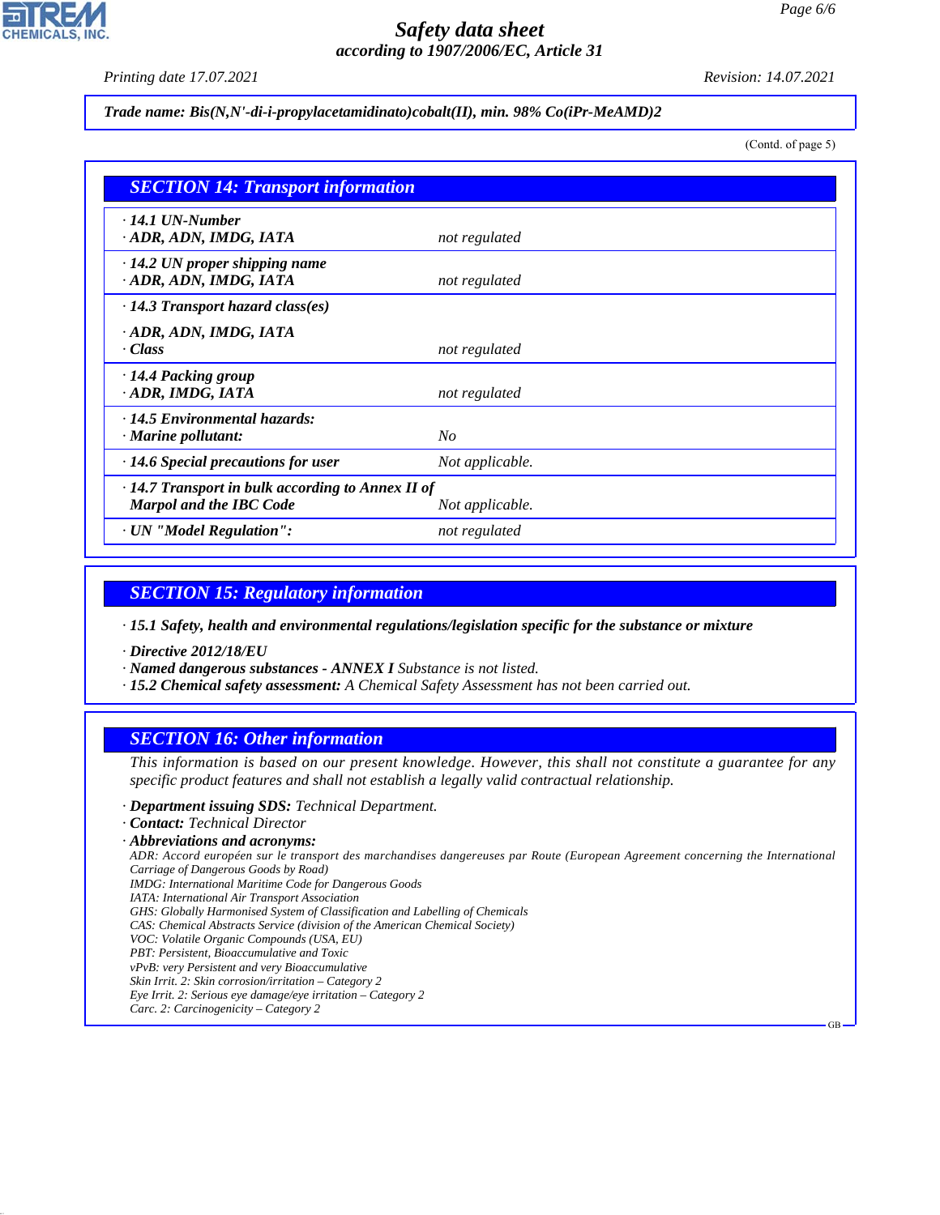Trade name: **Bis(N,N'-di-i-propylacetamidinato)cobalt(II), min. 98% Co(iPr-MeAMD)2**

(Contd. of page 5)

## SECTION 14: Transport information

| | |
|---|---|
| · **14.1 UN-Number**<br>· **ADR, ADN, IMDG, IATA** | not regulated |
| · **14.2 UN proper shipping name**<br>· **ADR, ADN, IMDG, IATA** | not regulated |
| · **14.3 Transport hazard class(es)**<br>· **ADR, ADN, IMDG, IATA**<br>· **Class** | not regulated |
| · **14.4 Packing group**<br>· **ADR, IMDG, IATA** | not regulated |
| · **14.5 Environmental hazards:**<br>· **Marine pollutant:** | No |
| · **14.6 Special precautions for user** | Not applicable. |
| · **14.7 Transport in bulk according to Annex II of Marpol and the IBC Code** | Not applicable. |
| · **UN "Model Regulation":** | not regulated |

## SECTION 15: Regulatory information

· **15.1 Safety, health and environmental regulations/legislation specific for the substance or mixture**

· **Directive 2012/18/EU**
· **Named dangerous substances - ANNEX I** Substance is not listed.
· **15.2 Chemical safety assessment:** A Chemical Safety Assessment has not been carried out.

## SECTION 16: Other information

This information is based on our present knowledge. However, this shall not constitute a guarantee for any specific product features and shall not establish a legally valid contractual relationship.

· **Department issuing SDS:** Technical Department.
· **Contact:** Technical Director
· **Abbreviations and acronyms:**
ADR: Accord européen sur le transport des marchandises dangereuses par Route (European Agreement concerning the International Carriage of Dangerous Goods by Road)
IMDG: International Maritime Code for Dangerous Goods
IATA: International Air Transport Association
GHS: Globally Harmonised System of Classification and Labelling of Chemicals
CAS: Chemical Abstracts Service (division of the American Chemical Society)
VOC: Volatile Organic Compounds (USA, EU)
PBT: Persistent, Bioaccumulative and Toxic
vPvB: very Persistent and very Bioaccumulative
Skin Irrit. 2: Skin corrosion/irritation – Category 2
Eye Irrit. 2: Serious eye damage/eye irritation – Category 2
Carc. 2: Carcinogenicity – Category 2